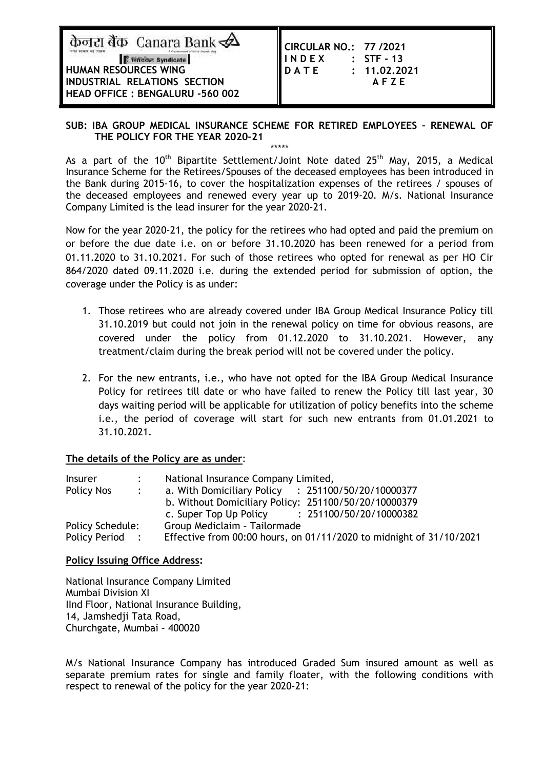| केनरा बैंक Canara Bank / सिंडिकेट Syndicate<br>**HUMAN RESOURCES WING**<br>**INDUSTRIAL RELATIONS SECTION**<br>**HEAD OFFICE : BENGALURU -560 002** | **CIRCULAR NO.: 77 /2021**<br>**I N D E X : STF - 13**<br>**D A T E : 11.02.2021**<br>**A F Z E** |
|---|---|

**SUB: IBA GROUP MEDICAL INSURANCE SCHEME FOR RETIRED EMPLOYEES – RENEWAL OF THE POLICY FOR THE YEAR 2020-21**

\*\*\*\*\*

As a part of the 10th Bipartite Settlement/Joint Note dated 25th May, 2015, a Medical Insurance Scheme for the Retirees/Spouses of the deceased employees has been introduced in the Bank during 2015-16, to cover the hospitalization expenses of the retirees / spouses of the deceased employees and renewed every year up to 2019-20. M/s. National Insurance Company Limited is the lead insurer for the year 2020-21.

Now for the year 2020-21, the policy for the retirees who had opted and paid the premium on or before the due date i.e. on or before 31.10.2020 has been renewed for a period from 01.11.2020 to 31.10.2021. For such of those retirees who opted for renewal as per HO Cir 864/2020 dated 09.11.2020 i.e. during the extended period for submission of option, the coverage under the Policy is as under:

1. Those retirees who are already covered under IBA Group Medical Insurance Policy till 31.10.2019 but could not join in the renewal policy on time for obvious reasons, are covered under the policy from 01.12.2020 to 31.10.2021. However, any treatment/claim during the break period will not be covered under the policy.

2. For the new entrants, i.e., who have not opted for the IBA Group Medical Insurance Policy for retirees till date or who have failed to renew the Policy till last year, 30 days waiting period will be applicable for utilization of policy benefits into the scheme i.e., the period of coverage will start for such new entrants from 01.01.2021 to 31.10.2021.

**<u>The details of the Policy are as under</u>**:

| | | |
|---|---|---|
| Insurer | : | National Insurance Company Limited, |
| Policy Nos | : | a. With Domiciliary Policy : 251100/50/20/10000377<br>b. Without Domiciliary Policy: 251100/50/20/10000379<br>c. Super Top Up Policy : 251100/50/20/10000382 |
| Policy Schedule: | | Group Mediclaim – Tailormade |
| Policy Period | : | Effective from 00:00 hours, on 01/11/2020 to midnight of 31/10/2021 |

**<u>Policy Issuing Office Address</u>:**

National Insurance Company Limited
Mumbai Division XI
IInd Floor, National Insurance Building,
14, Jamshedji Tata Road,
Churchgate, Mumbai – 400020

M/s National Insurance Company has introduced Graded Sum insured amount as well as separate premium rates for single and family floater, with the following conditions with respect to renewal of the policy for the year 2020-21: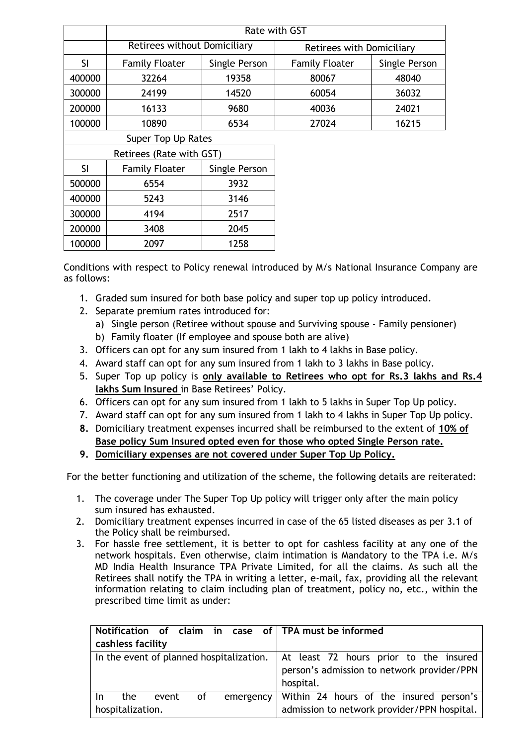| | Rate with GST | | | |
|---|---|---|---|---|
| | Retirees without Domiciliary | | Retirees with Domiciliary | |
| SI | Family Floater | Single Person | Family Floater | Single Person |
| 400000 | 32264 | 19358 | 80067 | 48040 |
| 300000 | 24199 | 14520 | 60054 | 36032 |
| 200000 | 16133 | 9680 | 40036 | 24021 |
| 100000 | 10890 | 6534 | 27024 | 16215 |

Super Top Up Rates

| | Retirees (Rate with GST) | |
|---|---|---|
| SI | Family Floater | Single Person |
| 500000 | 6554 | 3932 |
| 400000 | 5243 | 3146 |
| 300000 | 4194 | 2517 |
| 200000 | 3408 | 2045 |
| 100000 | 2097 | 1258 |

Conditions with respect to Policy renewal introduced by M/s National Insurance Company are as follows:

1. Graded sum insured for both base policy and super top up policy introduced.
2. Separate premium rates introduced for:
   a) Single person (Retiree without spouse and Surviving spouse - Family pensioner)
   b) Family floater (If employee and spouse both are alive)
3. Officers can opt for any sum insured from 1 lakh to 4 lakhs in Base policy.
4. Award staff can opt for any sum insured from 1 lakh to 3 lakhs in Base policy.
5. Super Top up policy is **only available to Retirees who opt for Rs.3 lakhs and Rs.4 lakhs Sum Insured** in Base Retirees' Policy.
6. Officers can opt for any sum insured from 1 lakh to 5 lakhs in Super Top Up policy.
7. Award staff can opt for any sum insured from 1 lakh to 4 lakhs in Super Top Up policy.
8. Domiciliary treatment expenses incurred shall be reimbursed to the extent of **10% of Base policy Sum Insured opted even for those who opted Single Person rate.**
9. **Domiciliary expenses are not covered under Super Top Up Policy.**

For the better functioning and utilization of the scheme, the following details are reiterated:

1. The coverage under The Super Top Up policy will trigger only after the main policy sum insured has exhausted.
2. Domiciliary treatment expenses incurred in case of the 65 listed diseases as per 3.1 of the Policy shall be reimbursed.
3. For hassle free settlement, it is better to opt for cashless facility at any one of the network hospitals. Even otherwise, claim intimation is Mandatory to the TPA i.e. M/s MD India Health Insurance TPA Private Limited, for all the claims. As such all the Retirees shall notify the TPA in writing a letter, e-mail, fax, providing all the relevant information relating to claim including plan of treatment, policy no, etc., within the prescribed time limit as under:

| **Notification of claim in case of cashless facility** | **TPA must be informed** |
|---|---|
| In the event of planned hospitalization. | At least 72 hours prior to the insured person's admission to network provider/PPN hospital. |
| In the event of emergency hospitalization. | Within 24 hours of the insured person's admission to network provider/PPN hospital. |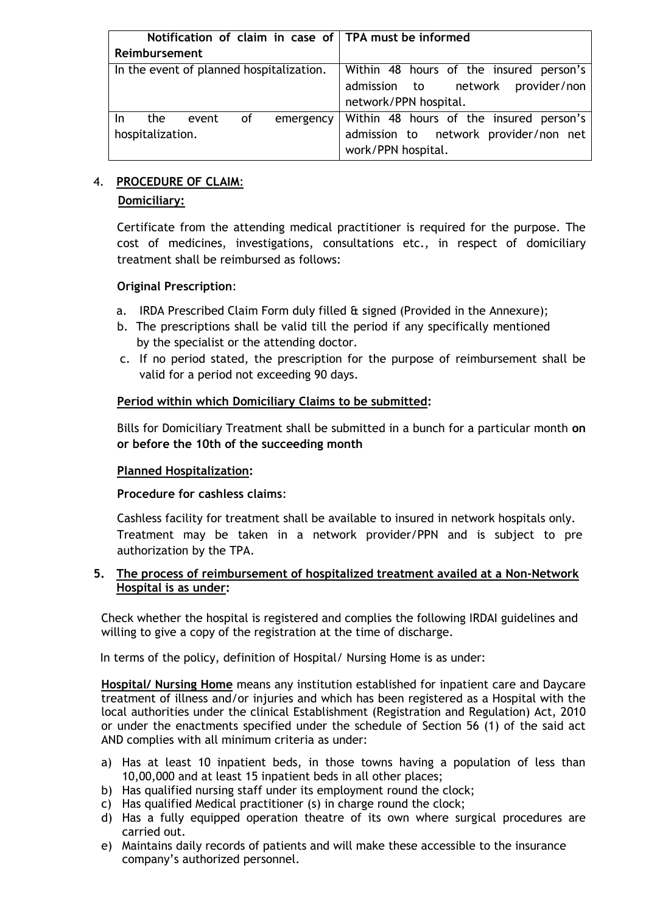| Notification of claim in case of Reimbursement | TPA must be informed |
| --- | --- |
| In the event of planned hospitalization. | Within 48 hours of the insured person's admission to network provider/non network/PPN hospital. |
| In the event of emergency hospitalization. | Within 48 hours of the insured person's admission to network provider/non net work/PPN hospital. |

4. **PROCEDURE OF CLAIM**:

**Domiciliary:**

Certificate from the attending medical practitioner is required for the purpose. The cost of medicines, investigations, consultations etc., in respect of domiciliary treatment shall be reimbursed as follows:

**Original Prescription**:

a. IRDA Prescribed Claim Form duly filled & signed (Provided in the Annexure);
b. The prescriptions shall be valid till the period if any specifically mentioned by the specialist or the attending doctor.
c. If no period stated, the prescription for the purpose of reimbursement shall be valid for a period not exceeding 90 days.

**Period within which Domiciliary Claims to be submitted:**

Bills for Domiciliary Treatment shall be submitted in a bunch for a particular month **on or before the 10th of the succeeding month**

**Planned Hospitalization:**

**Procedure for cashless claims**:

Cashless facility for treatment shall be available to insured in network hospitals only. Treatment may be taken in a network provider/PPN and is subject to pre authorization by the TPA.

5. **The process of reimbursement of hospitalized treatment availed at a Non-Network Hospital is as under:**

Check whether the hospital is registered and complies the following IRDAI guidelines and willing to give a copy of the registration at the time of discharge.

In terms of the policy, definition of Hospital/ Nursing Home is as under:

**Hospital/ Nursing Home** means any institution established for inpatient care and Daycare treatment of illness and/or injuries and which has been registered as a Hospital with the local authorities under the clinical Establishment (Registration and Regulation) Act, 2010 or under the enactments specified under the schedule of Section 56 (1) of the said act AND complies with all minimum criteria as under:

a) Has at least 10 inpatient beds, in those towns having a population of less than 10,00,000 and at least 15 inpatient beds in all other places;
b) Has qualified nursing staff under its employment round the clock;
c) Has qualified Medical practitioner (s) in charge round the clock;
d) Has a fully equipped operation theatre of its own where surgical procedures are carried out.
e) Maintains daily records of patients and will make these accessible to the insurance company's authorized personnel.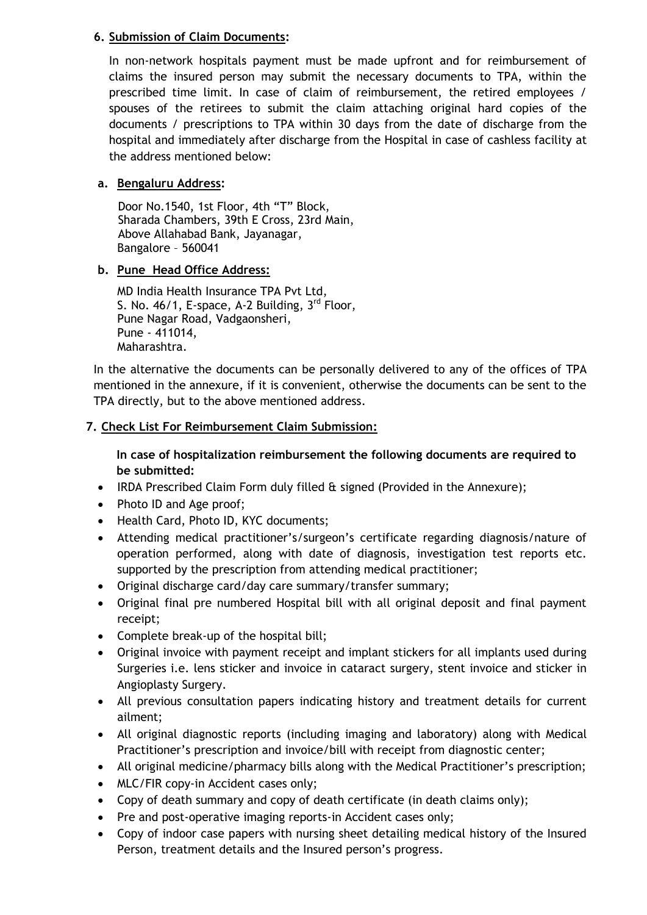### 6. Submission of Claim Documents:

In non-network hospitals payment must be made upfront and for reimbursement of claims the insured person may submit the necessary documents to TPA, within the prescribed time limit. In case of claim of reimbursement, the retired employees / spouses of the retirees to submit the claim attaching original hard copies of the documents / prescriptions to TPA within 30 days from the date of discharge from the hospital and immediately after discharge from the Hospital in case of cashless facility at the address mentioned below:

**a. Bengaluru Address:**

Door No.1540, 1st Floor, 4th "T" Block,
Sharada Chambers, 39th E Cross, 23rd Main,
Above Allahabad Bank, Jayanagar,
Bangalore – 560041

**b. Pune Head Office Address:**

MD India Health Insurance TPA Pvt Ltd,
S. No. 46/1, E-space, A-2 Building, 3rd Floor,
Pune Nagar Road, Vadgaonsheri,
Pune - 411014,
Maharashtra.

In the alternative the documents can be personally delivered to any of the offices of TPA mentioned in the annexure, if it is convenient, otherwise the documents can be sent to the TPA directly, but to the above mentioned address.

### 7. Check List For Reimbursement Claim Submission:

**In case of hospitalization reimbursement the following documents are required to be submitted:**

- IRDA Prescribed Claim Form duly filled & signed (Provided in the Annexure);
- Photo ID and Age proof;
- Health Card, Photo ID, KYC documents;
- Attending medical practitioner's/surgeon's certificate regarding diagnosis/nature of operation performed, along with date of diagnosis, investigation test reports etc. supported by the prescription from attending medical practitioner;
- Original discharge card/day care summary/transfer summary;
- Original final pre numbered Hospital bill with all original deposit and final payment receipt;
- Complete break-up of the hospital bill;
- Original invoice with payment receipt and implant stickers for all implants used during Surgeries i.e. lens sticker and invoice in cataract surgery, stent invoice and sticker in Angioplasty Surgery.
- All previous consultation papers indicating history and treatment details for current ailment;
- All original diagnostic reports (including imaging and laboratory) along with Medical Practitioner's prescription and invoice/bill with receipt from diagnostic center;
- All original medicine/pharmacy bills along with the Medical Practitioner's prescription;
- MLC/FIR copy-in Accident cases only;
- Copy of death summary and copy of death certificate (in death claims only);
- Pre and post-operative imaging reports-in Accident cases only;
- Copy of indoor case papers with nursing sheet detailing medical history of the Insured Person, treatment details and the Insured person's progress.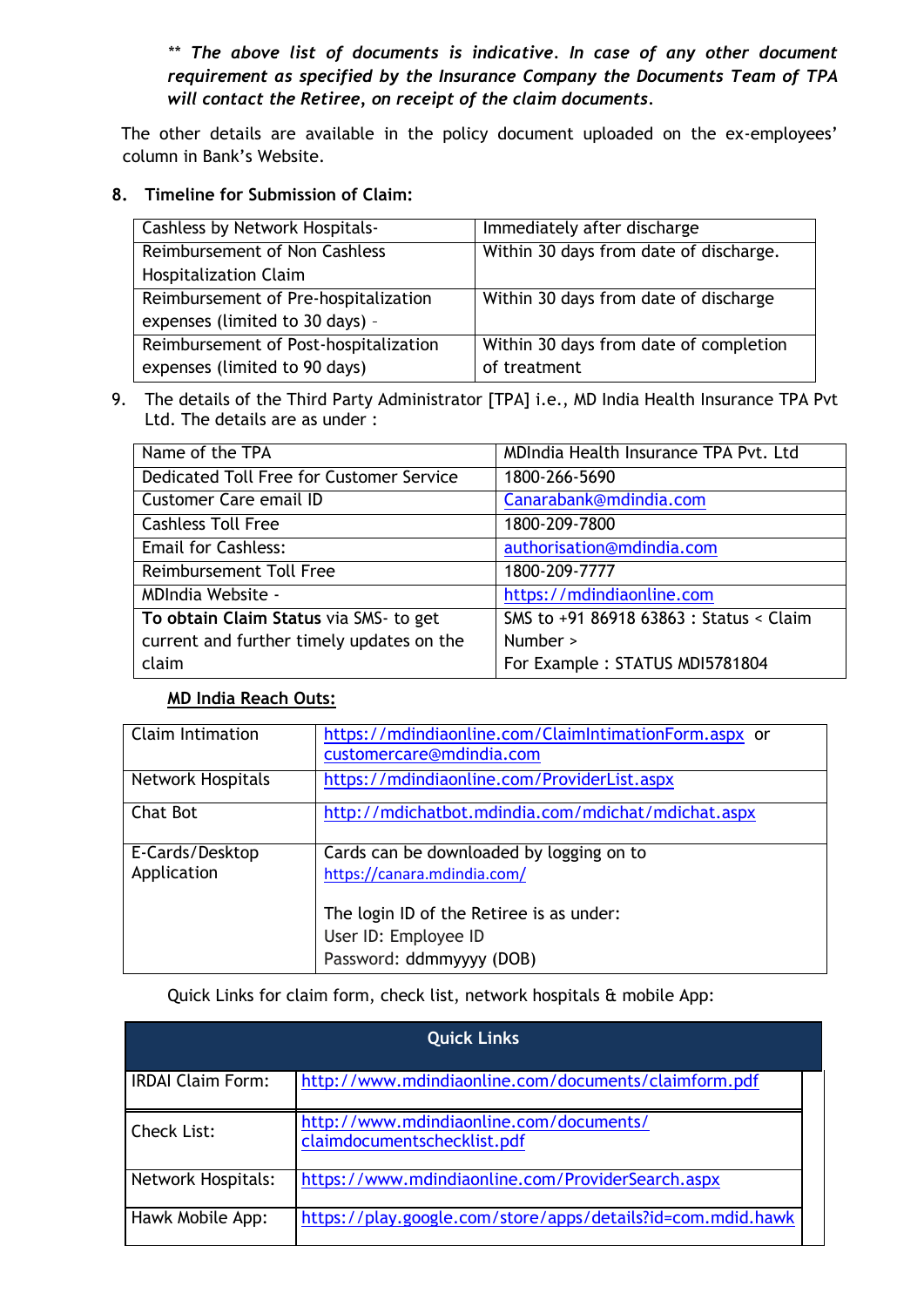*\*\* The above list of documents is indicative. In case of any other document requirement as specified by the Insurance Company the Documents Team of TPA will contact the Retiree, on receipt of the claim documents.*

The other details are available in the policy document uploaded on the ex-employees' column in Bank's Website.

8. **Timeline for Submission of Claim:**

| | |
|---|---|
| Cashless by Network Hospitals- | Immediately after discharge |
| Reimbursement of Non Cashless Hospitalization Claim | Within 30 days from date of discharge. |
| Reimbursement of Pre-hospitalization expenses (limited to 30 days) - | Within 30 days from date of discharge |
| Reimbursement of Post-hospitalization expenses (limited to 90 days) | Within 30 days from date of completion of treatment |

9. The details of the Third Party Administrator [TPA] i.e., MD India Health Insurance TPA Pvt Ltd. The details are as under :

| | |
|---|---|
| Name of the TPA | MDIndia Health Insurance TPA Pvt. Ltd |
| Dedicated Toll Free for Customer Service | 1800-266-5690 |
| Customer Care email ID | Canarabank@mdindia.com |
| Cashless Toll Free | 1800-209-7800 |
| Email for Cashless: | authorisation@mdindia.com |
| Reimbursement Toll Free | 1800-209-7777 |
| MDIndia Website - | https://mdindiaonline.com |
| **To obtain Claim Status** via SMS- to get current and further timely updates on the claim | SMS to +91 86918 63863 : Status < Claim Number > For Example : STATUS MDI5781804 |

**MD India Reach Outs:**

| | |
|---|---|
| Claim Intimation | https://mdindiaonline.com/ClaimIntimationForm.aspx or customercare@mdindia.com |
| Network Hospitals | https://mdindiaonline.com/ProviderList.aspx |
| Chat Bot | http://mdichatbot.mdindia.com/mdichat/mdichat.aspx |
| E-Cards/Desktop Application | Cards can be downloaded by logging on to https://canara.mdindia.com/ <br><br> The login ID of the Retiree is as under: <br> User ID: Employee ID <br> Password: ddmmyyyy (DOB) |

Quick Links for claim form, check list, network hospitals & mobile App:

| Quick Links | |
|---|---|
| IRDAI Claim Form: | http://www.mdindiaonline.com/documents/claimform.pdf |
| Check List: | http://www.mdindiaonline.com/documents/claimdocumentschecklist.pdf |
| Network Hospitals: | https://www.mdindiaonline.com/ProviderSearch.aspx |
| Hawk Mobile App: | https://play.google.com/store/apps/details?id=com.mdid.hawk |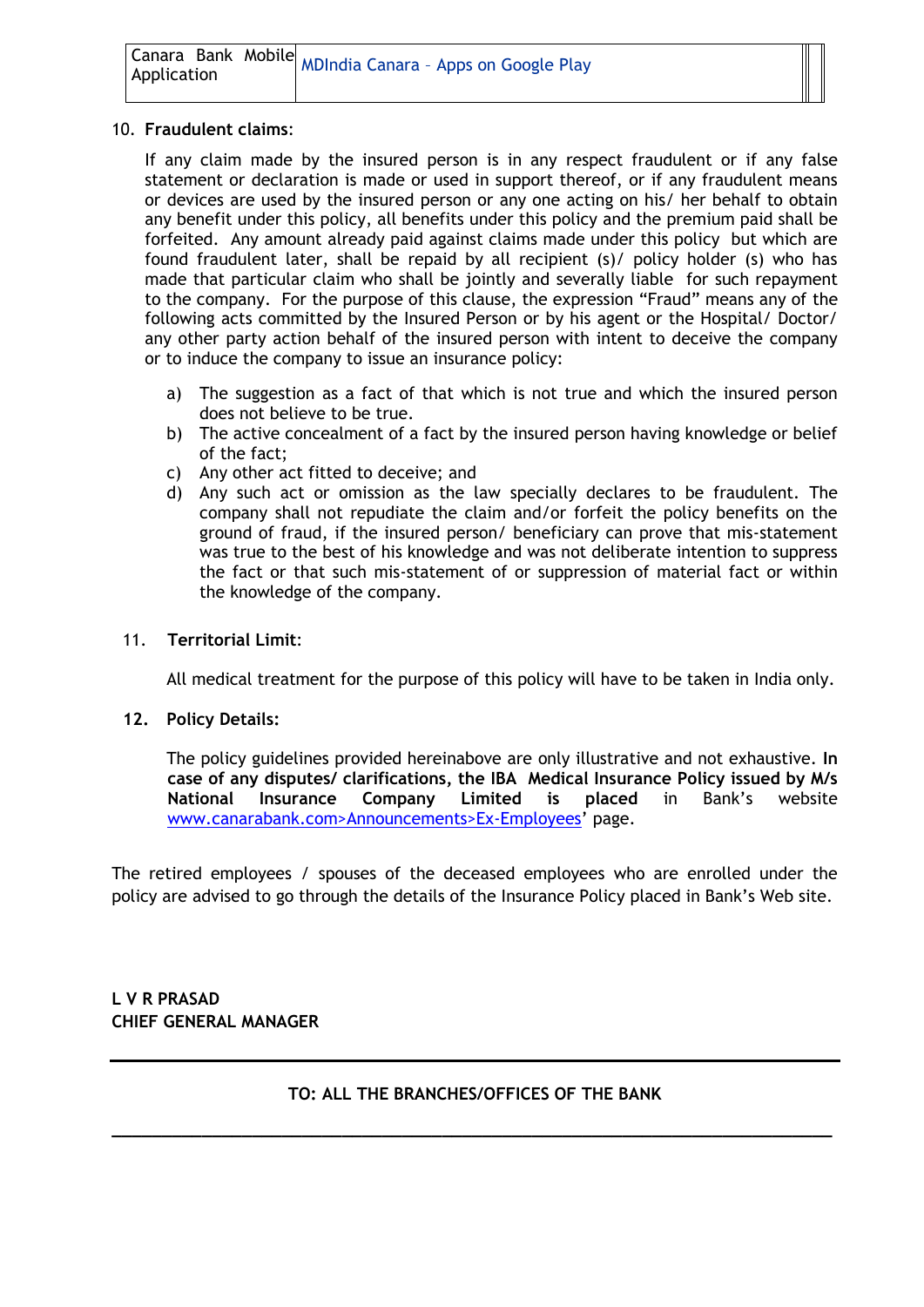| Canara Bank Mobile Application | MDIndia Canara – Apps on Google Play |
|---|---|

10. **Fraudulent claims**:

    If any claim made by the insured person is in any respect fraudulent or if any false statement or declaration is made or used in support thereof, or if any fraudulent means or devices are used by the insured person or any one acting on his/ her behalf to obtain any benefit under this policy, all benefits under this policy and the premium paid shall be forfeited. Any amount already paid against claims made under this policy but which are found fraudulent later, shall be repaid by all recipient (s)/ policy holder (s) who has made that particular claim who shall be jointly and severally liable for such repayment to the company. For the purpose of this clause, the expression "Fraud" means any of the following acts committed by the Insured Person or by his agent or the Hospital/ Doctor/ any other party action behalf of the insured person with intent to deceive the company or to induce the company to issue an insurance policy:

    a) The suggestion as a fact of that which is not true and which the insured person does not believe to be true.
    b) The active concealment of a fact by the insured person having knowledge or belief of the fact;
    c) Any other act fitted to deceive; and
    d) Any such act or omission as the law specially declares to be fraudulent. The company shall not repudiate the claim and/or forfeit the policy benefits on the ground of fraud, if the insured person/ beneficiary can prove that mis-statement was true to the best of his knowledge and was not deliberate intention to suppress the fact or that such mis-statement of or suppression of material fact or within the knowledge of the company.

11. **Territorial Limit**:

    All medical treatment for the purpose of this policy will have to be taken in India only.

12. **Policy Details:**

    The policy guidelines provided hereinabove are only illustrative and not exhaustive. **In case of any disputes/ clarifications, the IBA Medical Insurance Policy issued by M/s National Insurance Company Limited is placed** in Bank's website www.canarabank.com>Announcements>Ex-Employees' page.

The retired employees / spouses of the deceased employees who are enrolled under the policy are advised to go through the details of the Insurance Policy placed in Bank's Web site.

**L V R PRASAD**
**CHIEF GENERAL MANAGER**

---

**TO: ALL THE BRANCHES/OFFICES OF THE BANK**

---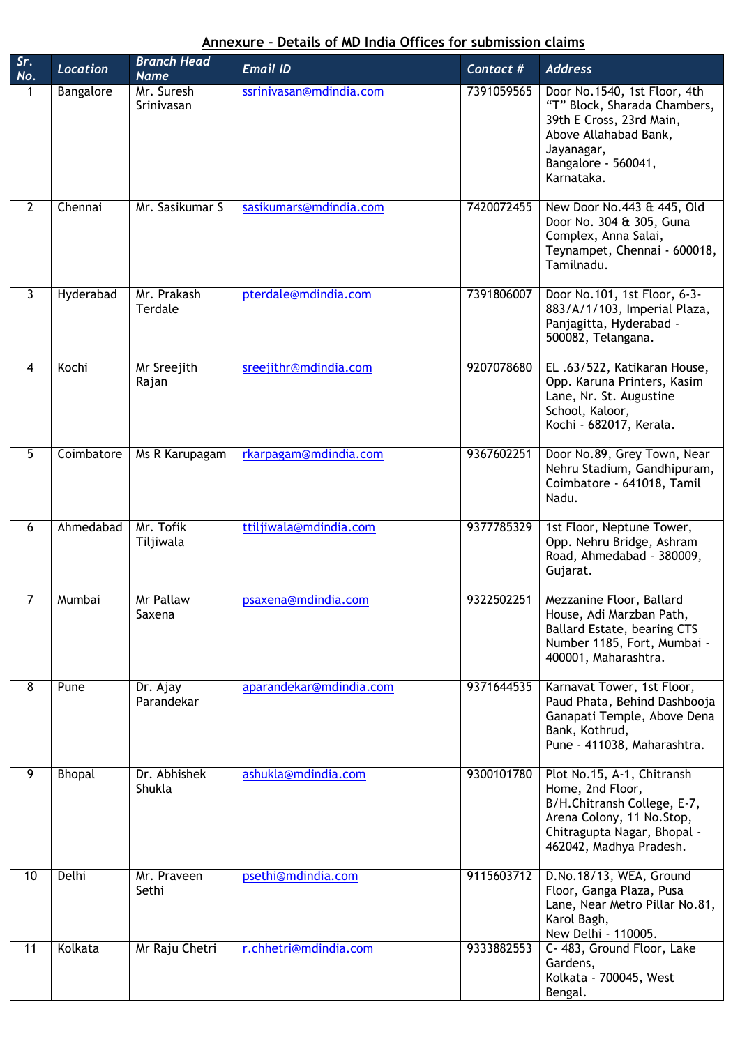**Annexure – Details of MD India Offices for submission claims**

| Sr. No. | Location | Branch Head Name | Email ID | Contact # | Address |
|---|---|---|---|---|---|
| 1 | Bangalore | Mr. Suresh Srinivasan | ssrinivasan@mdindia.com | 7391059565 | Door No.1540, 1st Floor, 4th "T" Block, Sharada Chambers, 39th E Cross, 23rd Main, Above Allahabad Bank, Jayanagar, Bangalore - 560041, Karnataka. |
| 2 | Chennai | Mr. Sasikumar S | sasikumars@mdindia.com | 7420072455 | New Door No.443 & 445, Old Door No. 304 & 305, Guna Complex, Anna Salai, Teynampet, Chennai - 600018, Tamilnadu. |
| 3 | Hyderabad | Mr. Prakash Terdale | pterdale@mdindia.com | 7391806007 | Door No.101, 1st Floor, 6-3-883/A/1/103, Imperial Plaza, Panjagitta, Hyderabad - 500082, Telangana. |
| 4 | Kochi | Mr Sreejith Rajan | sreejithr@mdindia.com | 9207078680 | EL .63/522, Katikaran House, Opp. Karuna Printers, Kasim Lane, Nr. St. Augustine School, Kaloor, Kochi - 682017, Kerala. |
| 5 | Coimbatore | Ms R Karupagam | rkarpagam@mdindia.com | 9367602251 | Door No.89, Grey Town, Near Nehru Stadium, Gandhipuram, Coimbatore - 641018, Tamil Nadu. |
| 6 | Ahmedabad | Mr. Tofik Tiljiwala | ttiljiwala@mdindia.com | 9377785329 | 1st Floor, Neptune Tower, Opp. Nehru Bridge, Ashram Road, Ahmedabad – 380009, Gujarat. |
| 7 | Mumbai | Mr Pallaw Saxena | psaxena@mdindia.com | 9322502251 | Mezzanine Floor, Ballard House, Adi Marzban Path, Ballard Estate, bearing CTS Number 1185, Fort, Mumbai - 400001, Maharashtra. |
| 8 | Pune | Dr. Ajay Parandekar | aparandekar@mdindia.com | 9371644535 | Karnavat Tower, 1st Floor, Paud Phata, Behind Dashbooja Ganapati Temple, Above Dena Bank, Kothrud, Pune - 411038, Maharashtra. |
| 9 | Bhopal | Dr. Abhishek Shukla | ashukla@mdindia.com | 9300101780 | Plot No.15, A-1, Chitransh Home, 2nd Floor, B/H.Chitransh College, E-7, Arena Colony, 11 No.Stop, Chitragupta Nagar, Bhopal - 462042, Madhya Pradesh. |
| 10 | Delhi | Mr. Praveen Sethi | psethi@mdindia.com | 9115603712 | D.No.18/13, WEA, Ground Floor, Ganga Plaza, Pusa Lane, Near Metro Pillar No.81, Karol Bagh, New Delhi - 110005. |
| 11 | Kolkata | Mr Raju Chetri | r.chhetri@mdindia.com | 9333882553 | C- 483, Ground Floor, Lake Gardens, Kolkata - 700045, West Bengal. |